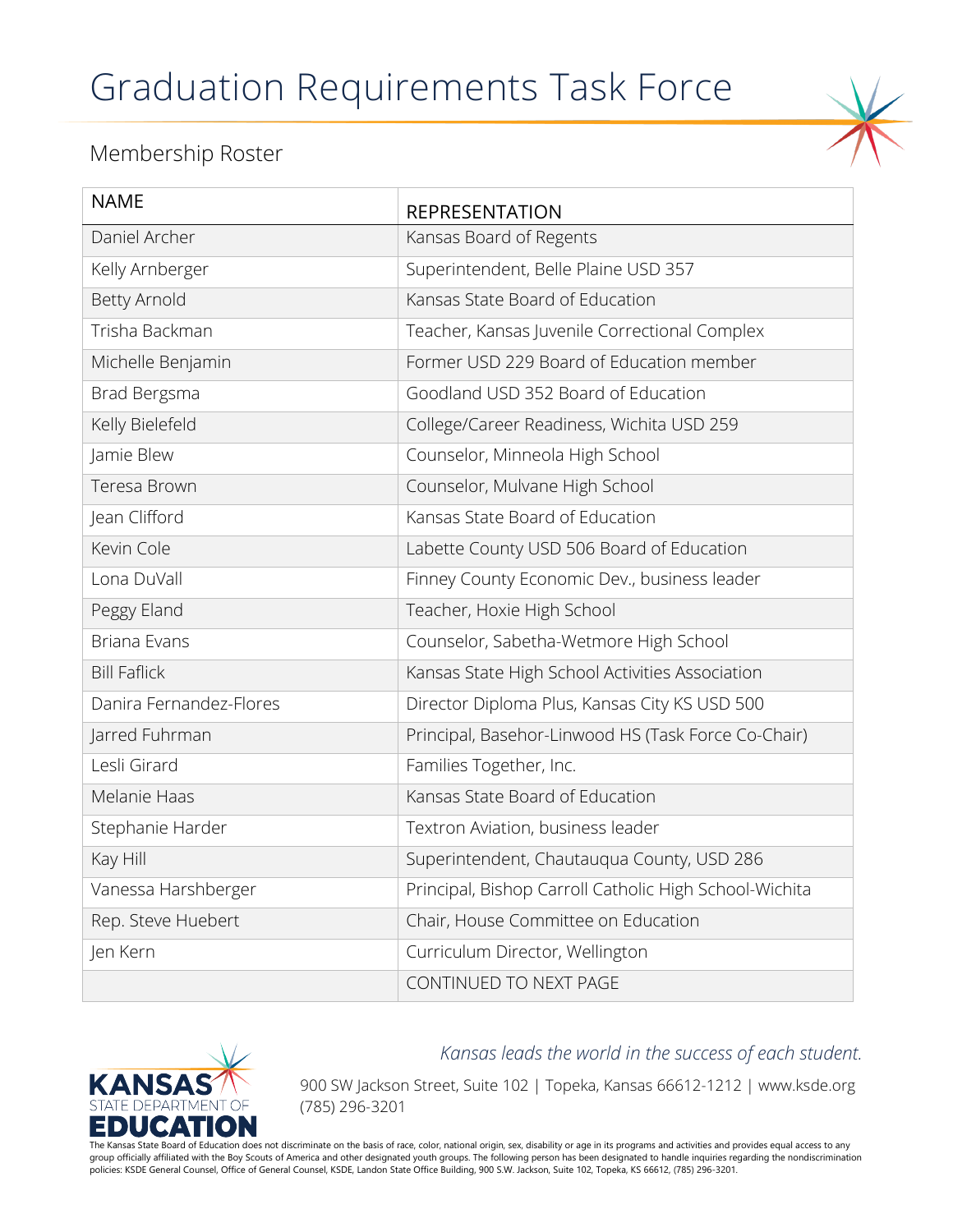# Graduation Requirements Task Force

## Membership Roster

| NAME | REPRESENTATION |
|---|---|
| Daniel Archer | Kansas Board of Regents |
| Kelly Arnberger | Superintendent, Belle Plaine USD 357 |
| Betty Arnold | Kansas State Board of Education |
| Trisha Backman | Teacher, Kansas Juvenile Correctional Complex |
| Michelle Benjamin | Former USD 229 Board of Education member |
| Brad Bergsma | Goodland USD 352 Board of Education |
| Kelly Bielefeld | College/Career Readiness, Wichita USD 259 |
| Jamie Blew | Counselor, Minneola High School |
| Teresa Brown | Counselor, Mulvane High School |
| Jean Clifford | Kansas State Board of Education |
| Kevin Cole | Labette County USD 506 Board of Education |
| Lona DuVall | Finney County Economic Dev., business leader |
| Peggy Eland | Teacher, Hoxie High School |
| Briana Evans | Counselor, Sabetha-Wetmore High School |
| Bill Faflick | Kansas State High School Activities Association |
| Danira Fernandez-Flores | Director Diploma Plus, Kansas City KS USD 500 |
| Jarred Fuhrman | Principal, Basehor-Linwood HS (Task Force Co-Chair) |
| Lesli Girard | Families Together, Inc. |
| Melanie Haas | Kansas State Board of Education |
| Stephanie Harder | Textron Aviation, business leader |
| Kay Hill | Superintendent, Chautauqua County, USD 286 |
| Vanessa Harshberger | Principal, Bishop Carroll Catholic High School-Wichita |
| Rep. Steve Huebert | Chair, House Committee on Education |
| Jen Kern | Curriculum Director, Wellington |
| | CONTINUED TO NEXT PAGE |

*Kansas leads the world in the success of each student.*

KANSAS STATE DEPARTMENT OF EDUCATION

900 SW Jackson Street, Suite 102 | Topeka, Kansas 66612-1212 | www.ksde.org
(785) 296-3201

The Kansas State Board of Education does not discriminate on the basis of race, color, national origin, sex, disability or age in its programs and activities and provides equal access to any group officially affiliated with the Boy Scouts of America and other designated youth groups. The following person has been designated to handle inquiries regarding the nondiscrimination policies: KSDE General Counsel, Office of General Counsel, KSDE, Landon State Office Building, 900 S.W. Jackson, Suite 102, Topeka, KS 66612, (785) 296-3201.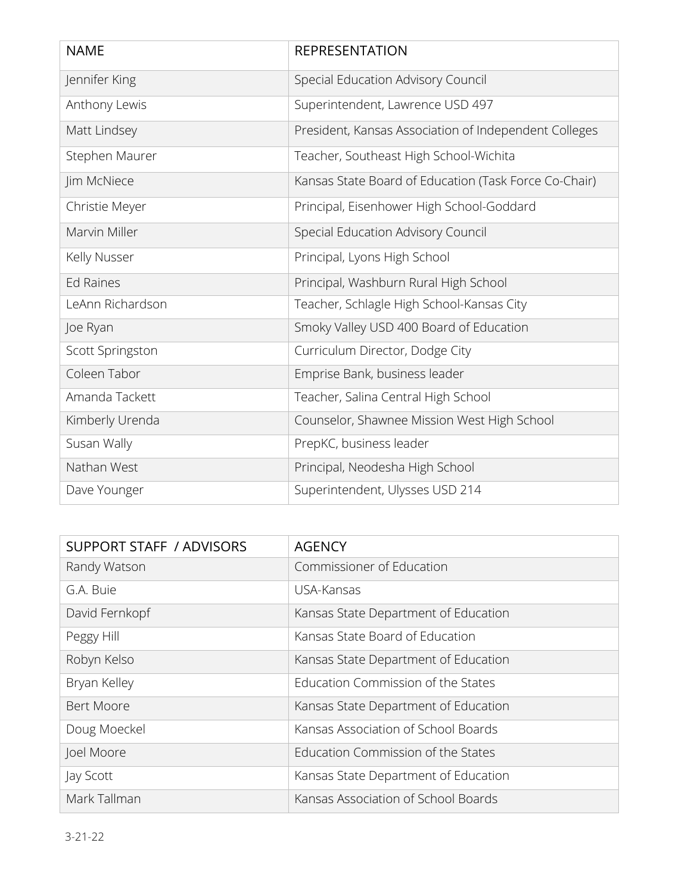| NAME | REPRESENTATION |
|---|---|
| Jennifer King | Special Education Advisory Council |
| Anthony Lewis | Superintendent, Lawrence USD 497 |
| Matt Lindsey | President, Kansas Association of Independent Colleges |
| Stephen Maurer | Teacher, Southeast High School-Wichita |
| Jim McNiece | Kansas State Board of Education (Task Force Co-Chair) |
| Christie Meyer | Principal, Eisenhower High School-Goddard |
| Marvin Miller | Special Education Advisory Council |
| Kelly Nusser | Principal, Lyons High School |
| Ed Raines | Principal, Washburn Rural High School |
| LeAnn Richardson | Teacher, Schlagle High School-Kansas City |
| Joe Ryan | Smoky Valley USD 400 Board of Education |
| Scott Springston | Curriculum Director, Dodge City |
| Coleen Tabor | Emprise Bank, business leader |
| Amanda Tackett | Teacher, Salina Central High School |
| Kimberly Urenda | Counselor, Shawnee Mission West High School |
| Susan Wally | PrepKC, business leader |
| Nathan West | Principal, Neodesha High School |
| Dave Younger | Superintendent, Ulysses USD 214 |

| SUPPORT STAFF / ADVISORS | AGENCY |
|---|---|
| Randy Watson | Commissioner of Education |
| G.A. Buie | USA-Kansas |
| David Fernkopf | Kansas State Department of Education |
| Peggy Hill | Kansas State Board of Education |
| Robyn Kelso | Kansas State Department of Education |
| Bryan Kelley | Education Commission of the States |
| Bert Moore | Kansas State Department of Education |
| Doug Moeckel | Kansas Association of School Boards |
| Joel Moore | Education Commission of the States |
| Jay Scott | Kansas State Department of Education |
| Mark Tallman | Kansas Association of School Boards |

3-21-22